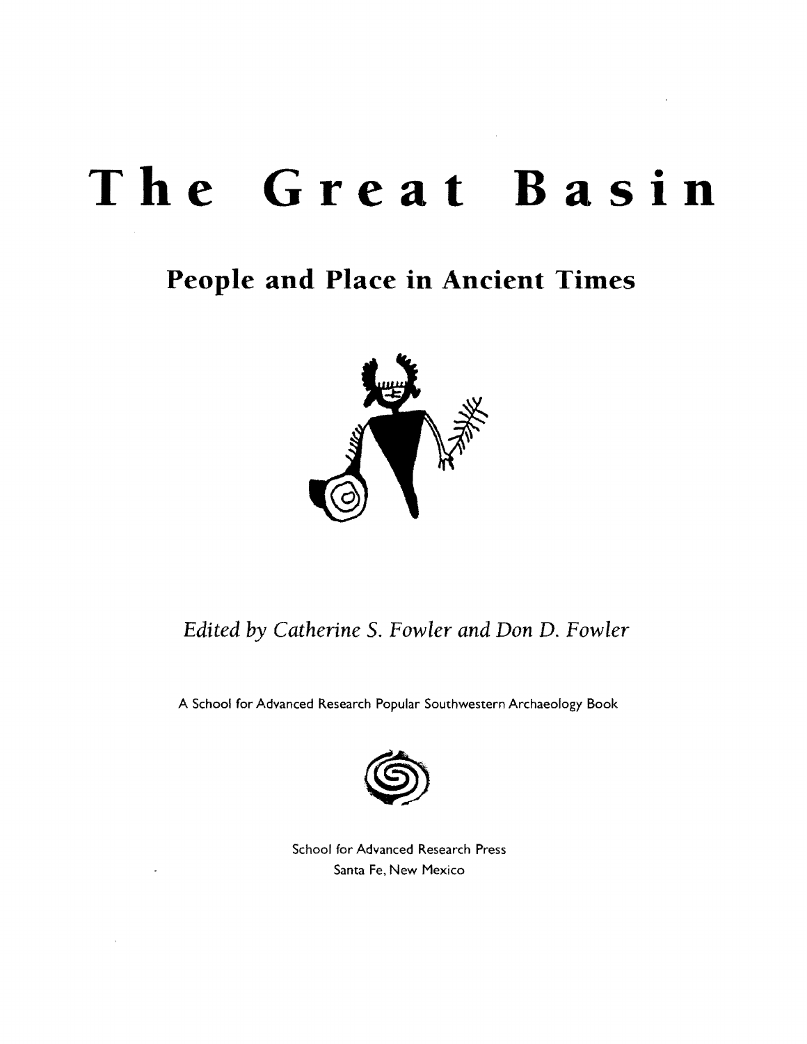# The Great Basin

## People and Place in Ancient Times

*Edited by Catherine S. Fowler and Don D. Fowler*

A School for Advanced Research Popular Southwestern Archaeology Book

School for Advanced Research Press
Santa Fe, New Mexico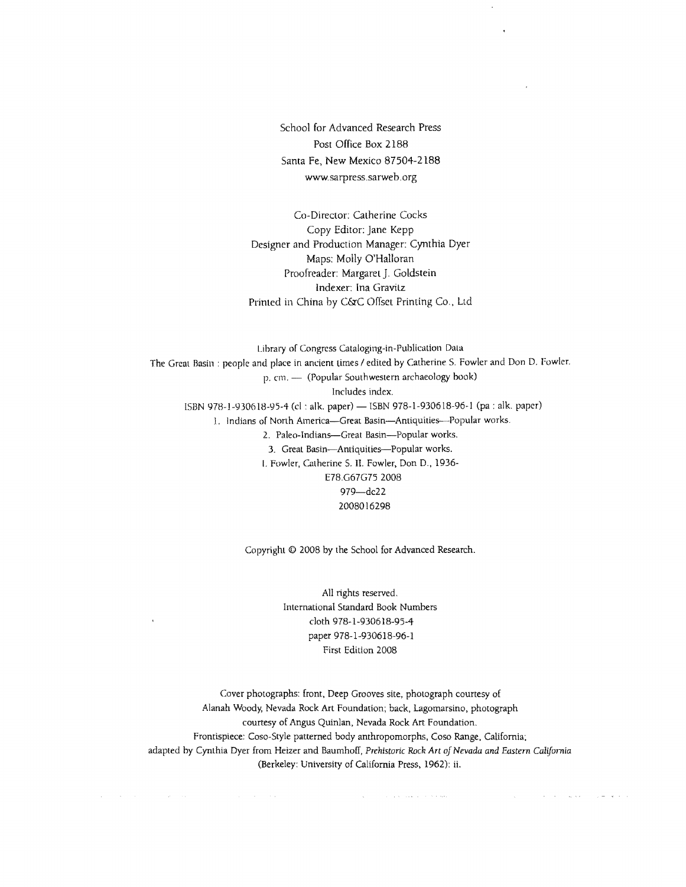School for Advanced Research Press
Post Office Box 2188
Santa Fe, New Mexico 87504-2188
www.sarpress.sarweb.org

Co-Director: Catherine Cocks
Copy Editor: Jane Kepp
Designer and Production Manager: Cynthia Dyer
Maps: Molly O'Halloran
Proofreader: Margaret J. Goldstein
Indexer: Ina Gravitz
Printed in China by C&C Offset Printing Co., Ltd

Library of Congress Cataloging-in-Publication Data
The Great Basin : people and place in ancient times / edited by Catherine S. Fowler and Don D. Fowler.
p. cm. — (Popular Southwestern archaeology book)
Includes index.
ISBN 978-1-930618-95-4 (cl : alk. paper) — ISBN 978-1-930618-96-1 (pa : alk. paper)
1. Indians of North America—Great Basin—Antiquities—Popular works.
2. Paleo-Indians—Great Basin—Popular works.
3. Great Basin—Antiquities—Popular works.
I. Fowler, Catherine S. II. Fowler, Don D., 1936-
E78.G67G75 2008
979—dc22
2008016298

Copyright © 2008 by the School for Advanced Research.

All rights reserved.
International Standard Book Numbers
cloth 978-1-930618-95-4
paper 978-1-930618-96-1
First Edition 2008

Cover photographs: front, Deep Grooves site, photograph courtesy of Alanah Woody, Nevada Rock Art Foundation; back, Lagomarsino, photograph courtesy of Angus Quinlan, Nevada Rock Art Foundation.
Frontispiece: Coso-Style patterned body anthropomorphs, Coso Range, California; adapted by Cynthia Dyer from Heizer and Baumhoff, *Prehistoric Rock Art of Nevada and Eastern California* (Berkeley: University of California Press, 1962): ii.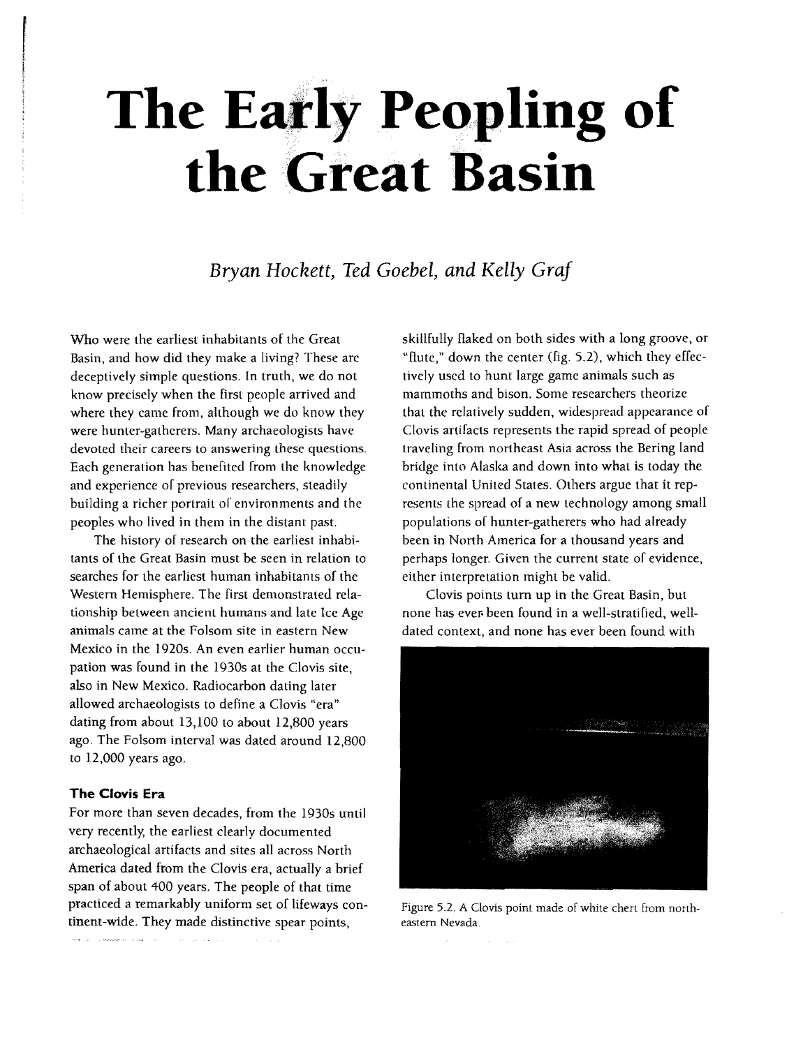# The Early Peopling of the Great Basin

*Bryan Hockett, Ted Goebel, and Kelly Graf*

Who were the earliest inhabitants of the Great Basin, and how did they make a living? These are deceptively simple questions. In truth, we do not know precisely when the first people arrived and where they came from, although we do know they were hunter-gatherers. Many archaeologists have devoted their careers to answering these questions. Each generation has benefited from the knowledge and experience of previous researchers, steadily building a richer portrait of environments and the peoples who lived in them in the distant past.

The history of research on the earliest inhabitants of the Great Basin must be seen in relation to searches for the earliest human inhabitants of the Western Hemisphere. The first demonstrated relationship between ancient humans and late Ice Age animals came at the Folsom site in eastern New Mexico in the 1920s. An even earlier human occupation was found in the 1930s at the Clovis site, also in New Mexico. Radiocarbon dating later allowed archaeologists to define a Clovis "era" dating from about 13,100 to about 12,800 years ago. The Folsom interval was dated around 12,800 to 12,000 years ago.

## The Clovis Era

For more than seven decades, from the 1930s until very recently, the earliest clearly documented archaeological artifacts and sites all across North America dated from the Clovis era, actually a brief span of about 400 years. The people of that time practiced a remarkably uniform set of lifeways continent-wide. They made distinctive spear points, skillfully flaked on both sides with a long groove, or "flute," down the center (fig. 5.2), which they effectively used to hunt large game animals such as mammoths and bison. Some researchers theorize that the relatively sudden, widespread appearance of Clovis artifacts represents the rapid spread of people traveling from northeast Asia across the Bering land bridge into Alaska and down into what is today the continental United States. Others argue that it represents the spread of a new technology among small populations of hunter-gatherers who had already been in North America for a thousand years and perhaps longer. Given the current state of evidence, either interpretation might be valid.

Clovis points turn up in the Great Basin, but none has ever been found in a well-stratified, well-dated context, and none has ever been found with

Figure 5.2. A Clovis point made of white chert from northeastern Nevada.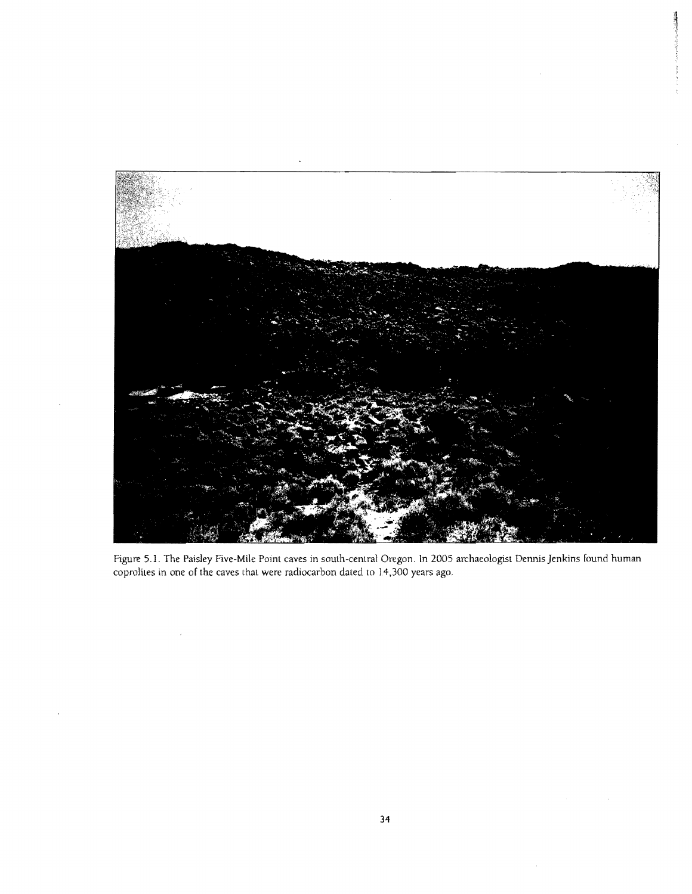Figure 5.1. The Paisley Five-Mile Point caves in south-central Oregon. In 2005 archaeologist Dennis Jenkins found human coprolites in one of the caves that were radiocarbon dated to 14,300 years ago.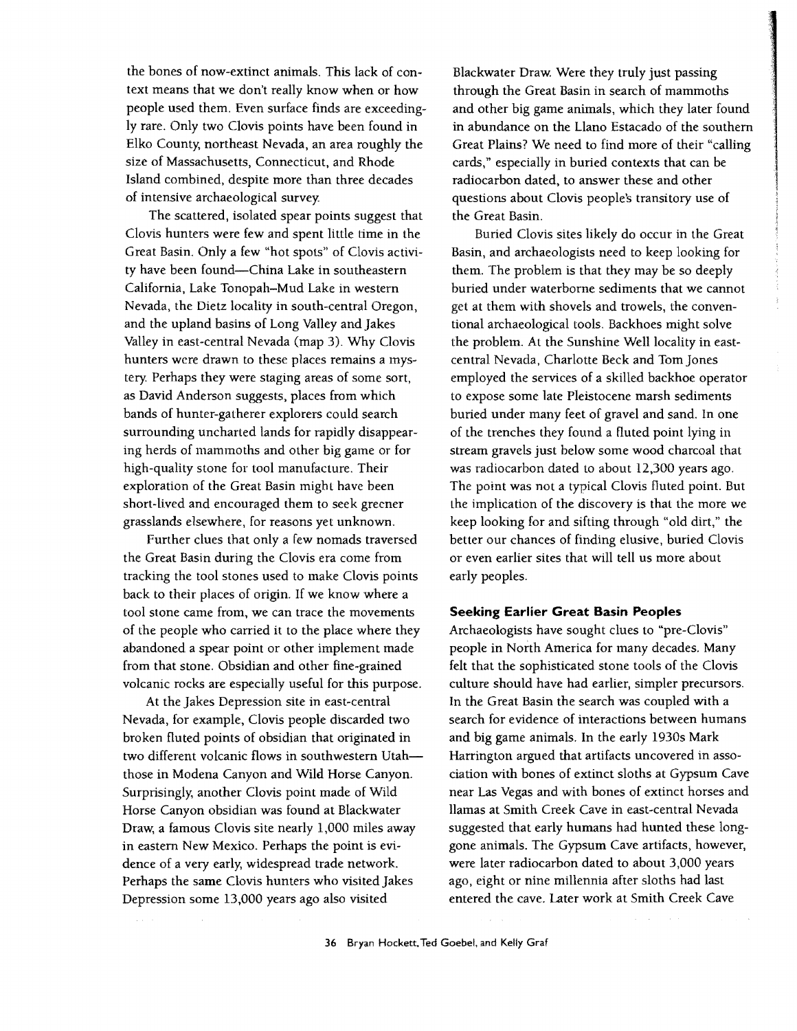the bones of now-extinct animals. This lack of context means that we don't really know when or how people used them. Even surface finds are exceedingly rare. Only two Clovis points have been found in Elko County, northeast Nevada, an area roughly the size of Massachusetts, Connecticut, and Rhode Island combined, despite more than three decades of intensive archaeological survey.

The scattered, isolated spear points suggest that Clovis hunters were few and spent little time in the Great Basin. Only a few "hot spots" of Clovis activity have been found—China Lake in southeastern California, Lake Tonopah–Mud Lake in western Nevada, the Dietz locality in south-central Oregon, and the upland basins of Long Valley and Jakes Valley in east-central Nevada (map 3). Why Clovis hunters were drawn to these places remains a mystery. Perhaps they were staging areas of some sort, as David Anderson suggests, places from which bands of hunter-gatherer explorers could search surrounding uncharted lands for rapidly disappearing herds of mammoths and other big game or for high-quality stone for tool manufacture. Their exploration of the Great Basin might have been short-lived and encouraged them to seek greener grasslands elsewhere, for reasons yet unknown.

Further clues that only a few nomads traversed the Great Basin during the Clovis era come from tracking the tool stones used to make Clovis points back to their places of origin. If we know where a tool stone came from, we can trace the movements of the people who carried it to the place where they abandoned a spear point or other implement made from that stone. Obsidian and other fine-grained volcanic rocks are especially useful for this purpose.

At the Jakes Depression site in east-central Nevada, for example, Clovis people discarded two broken fluted points of obsidian that originated in two different volcanic flows in southwestern Utah—those in Modena Canyon and Wild Horse Canyon. Surprisingly, another Clovis point made of Wild Horse Canyon obsidian was found at Blackwater Draw, a famous Clovis site nearly 1,000 miles away in eastern New Mexico. Perhaps the point is evidence of a very early, widespread trade network. Perhaps the same Clovis hunters who visited Jakes Depression some 13,000 years ago also visited Blackwater Draw. Were they truly just passing through the Great Basin in search of mammoths and other big game animals, which they later found in abundance on the Llano Estacado of the southern Great Plains? We need to find more of their "calling cards," especially in buried contexts that can be radiocarbon dated, to answer these and other questions about Clovis people's transitory use of the Great Basin.

Buried Clovis sites likely do occur in the Great Basin, and archaeologists need to keep looking for them. The problem is that they may be so deeply buried under waterborne sediments that we cannot get at them with shovels and trowels, the conventional archaeological tools. Backhoes might solve the problem. At the Sunshine Well locality in east-central Nevada, Charlotte Beck and Tom Jones employed the services of a skilled backhoe operator to expose some late Pleistocene marsh sediments buried under many feet of gravel and sand. In one of the trenches they found a fluted point lying in stream gravels just below some wood charcoal that was radiocarbon dated to about 12,300 years ago. The point was not a typical Clovis fluted point. But the implication of the discovery is that the more we keep looking for and sifting through "old dirt," the better our chances of finding elusive, buried Clovis or even earlier sites that will tell us more about early peoples.

### Seeking Earlier Great Basin Peoples

Archaeologists have sought clues to "pre-Clovis" people in North America for many decades. Many felt that the sophisticated stone tools of the Clovis culture should have had earlier, simpler precursors. In the Great Basin the search was coupled with a search for evidence of interactions between humans and big game animals. In the early 1930s Mark Harrington argued that artifacts uncovered in association with bones of extinct sloths at Gypsum Cave near Las Vegas and with bones of extinct horses and llamas at Smith Creek Cave in east-central Nevada suggested that early humans had hunted these long-gone animals. The Gypsum Cave artifacts, however, were later radiocarbon dated to about 3,000 years ago, eight or nine millennia after sloths had last entered the cave. Later work at Smith Creek Cave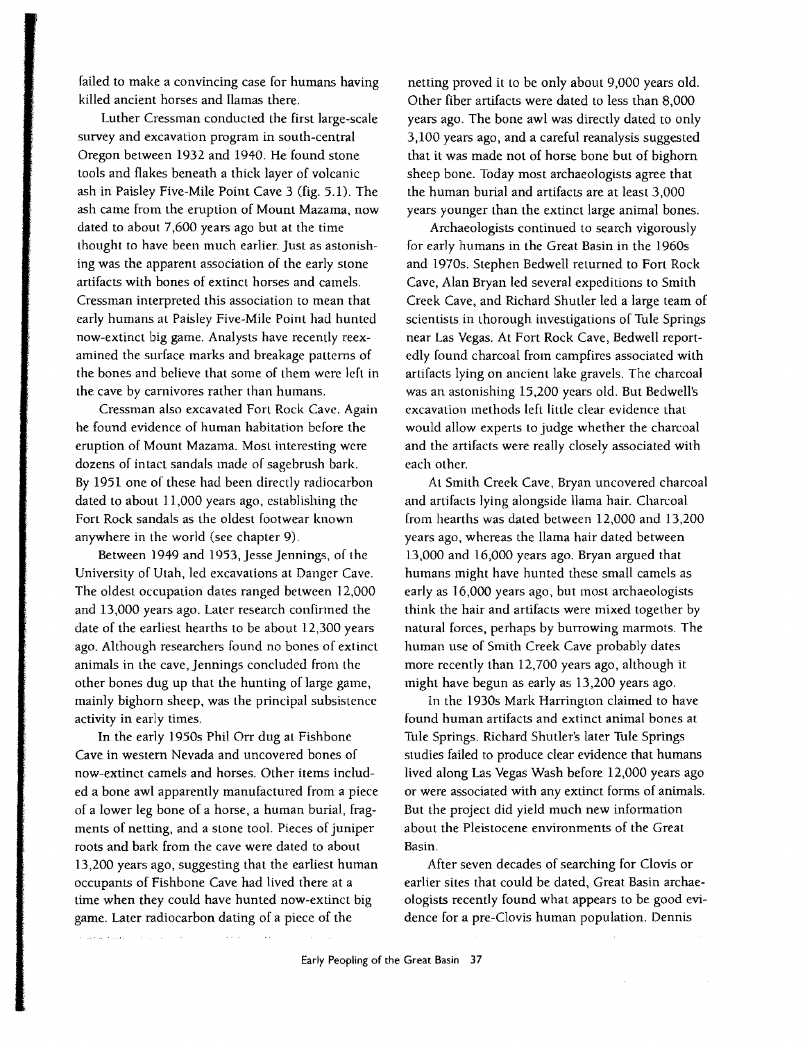failed to make a convincing case for humans having killed ancient horses and llamas there.

Luther Cressman conducted the first large-scale survey and excavation program in south-central Oregon between 1932 and 1940. He found stone tools and flakes beneath a thick layer of volcanic ash in Paisley Five-Mile Point Cave 3 (fig. 5.1). The ash came from the eruption of Mount Mazama, now dated to about 7,600 years ago but at the time thought to have been much earlier. Just as astonishing was the apparent association of the early stone artifacts with bones of extinct horses and camels. Cressman interpreted this association to mean that early humans at Paisley Five-Mile Point had hunted now-extinct big game. Analysts have recently reexamined the surface marks and breakage patterns of the bones and believe that some of them were left in the cave by carnivores rather than humans.

Cressman also excavated Fort Rock Cave. Again he found evidence of human habitation before the eruption of Mount Mazama. Most interesting were dozens of intact sandals made of sagebrush bark. By 1951 one of these had been directly radiocarbon dated to about 11,000 years ago, establishing the Fort Rock sandals as the oldest footwear known anywhere in the world (see chapter 9).

Between 1949 and 1953, Jesse Jennings, of the University of Utah, led excavations at Danger Cave. The oldest occupation dates ranged between 12,000 and 13,000 years ago. Later research confirmed the date of the earliest hearths to be about 12,300 years ago. Although researchers found no bones of extinct animals in the cave, Jennings concluded from the other bones dug up that the hunting of large game, mainly bighorn sheep, was the principal subsistence activity in early times.

In the early 1950s Phil Orr dug at Fishbone Cave in western Nevada and uncovered bones of now-extinct camels and horses. Other items included a bone awl apparently manufactured from a piece of a lower leg bone of a horse, a human burial, fragments of netting, and a stone tool. Pieces of juniper roots and bark from the cave were dated to about 13,200 years ago, suggesting that the earliest human occupants of Fishbone Cave had lived there at a time when they could have hunted now-extinct big game. Later radiocarbon dating of a piece of the netting proved it to be only about 9,000 years old. Other fiber artifacts were dated to less than 8,000 years ago. The bone awl was directly dated to only 3,100 years ago, and a careful reanalysis suggested that it was made not of horse bone but of bighorn sheep bone. Today most archaeologists agree that the human burial and artifacts are at least 3,000 years younger than the extinct large animal bones.

Archaeologists continued to search vigorously for early humans in the Great Basin in the 1960s and 1970s. Stephen Bedwell returned to Fort Rock Cave, Alan Bryan led several expeditions to Smith Creek Cave, and Richard Shutler led a large team of scientists in thorough investigations of Tule Springs near Las Vegas. At Fort Rock Cave, Bedwell reportedly found charcoal from campfires associated with artifacts lying on ancient lake gravels. The charcoal was an astonishing 15,200 years old. But Bedwell's excavation methods left little clear evidence that would allow experts to judge whether the charcoal and the artifacts were really closely associated with each other.

At Smith Creek Cave, Bryan uncovered charcoal and artifacts lying alongside llama hair. Charcoal from hearths was dated between 12,000 and 13,200 years ago, whereas the llama hair dated between 13,000 and 16,000 years ago. Bryan argued that humans might have hunted these small camels as early as 16,000 years ago, but most archaeologists think the hair and artifacts were mixed together by natural forces, perhaps by burrowing marmots. The human use of Smith Creek Cave probably dates more recently than 12,700 years ago, although it might have begun as early as 13,200 years ago.

In the 1930s Mark Harrington claimed to have found human artifacts and extinct animal bones at Tule Springs. Richard Shutler's later Tule Springs studies failed to produce clear evidence that humans lived along Las Vegas Wash before 12,000 years ago or were associated with any extinct forms of animals. But the project did yield much new information about the Pleistocene environments of the Great Basin.

After seven decades of searching for Clovis or earlier sites that could be dated, Great Basin archaeologists recently found what appears to be good evidence for a pre-Clovis human population. Dennis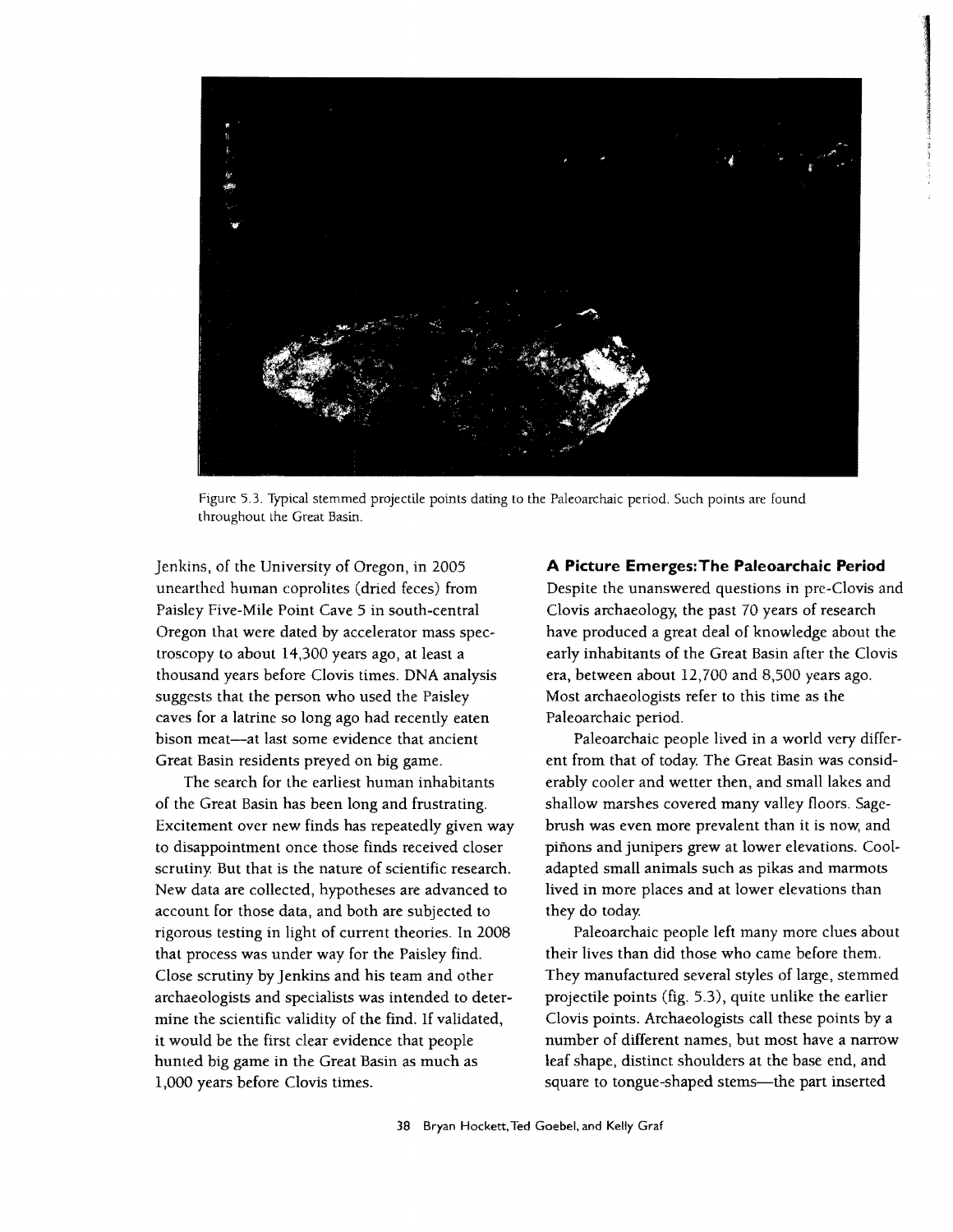Figure 5.3. Typical stemmed projectile points dating to the Paleoarchaic period. Such points are found throughout the Great Basin.

Jenkins, of the University of Oregon, in 2005 unearthed human coprolites (dried feces) from Paisley Five-Mile Point Cave 5 in south-central Oregon that were dated by accelerator mass spectroscopy to about 14,300 years ago, at least a thousand years before Clovis times. DNA analysis suggests that the person who used the Paisley caves for a latrine so long ago had recently eaten bison meat—at last some evidence that ancient Great Basin residents preyed on big game.

The search for the earliest human inhabitants of the Great Basin has been long and frustrating. Excitement over new finds has repeatedly given way to disappointment once those finds received closer scrutiny. But that is the nature of scientific research. New data are collected, hypotheses are advanced to account for those data, and both are subjected to rigorous testing in light of current theories. In 2008 that process was under way for the Paisley find. Close scrutiny by Jenkins and his team and other archaeologists and specialists was intended to determine the scientific validity of the find. If validated, it would be the first clear evidence that people hunted big game in the Great Basin as much as 1,000 years before Clovis times.

## A Picture Emerges: The Paleoarchaic Period

Despite the unanswered questions in pre-Clovis and Clovis archaeology, the past 70 years of research have produced a great deal of knowledge about the early inhabitants of the Great Basin after the Clovis era, between about 12,700 and 8,500 years ago. Most archaeologists refer to this time as the Paleoarchaic period.

Paleoarchaic people lived in a world very different from that of today. The Great Basin was considerably cooler and wetter then, and small lakes and shallow marshes covered many valley floors. Sagebrush was even more prevalent than it is now, and piñons and junipers grew at lower elevations. Cool-adapted small animals such as pikas and marmots lived in more places and at lower elevations than they do today.

Paleoarchaic people left many more clues about their lives than did those who came before them. They manufactured several styles of large, stemmed projectile points (fig. 5.3), quite unlike the earlier Clovis points. Archaeologists call these points by a number of different names, but most have a narrow leaf shape, distinct shoulders at the base end, and square to tongue-shaped stems—the part inserted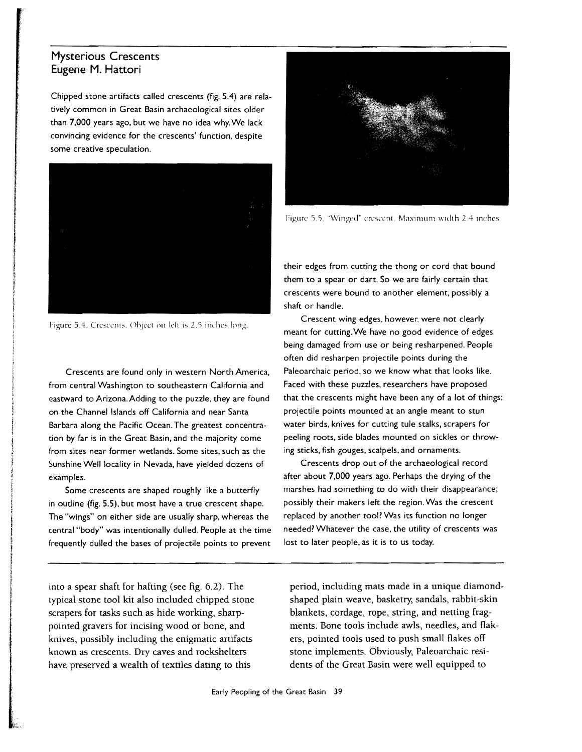## Mysterious Crescents
### Eugene M. Hattori

Chipped stone artifacts called crescents (fig. 5.4) are relatively common in Great Basin archaeological sites older than 7,000 years ago, but we have no idea why. We lack convincing evidence for the crescents' function, despite some creative speculation.

Figure 5.4. Crescents. Object on left is 2.5 inches long.

Crescents are found only in western North America, from central Washington to southeastern California and eastward to Arizona. Adding to the puzzle, they are found on the Channel Islands off California and near Santa Barbara along the Pacific Ocean. The greatest concentration by far is in the Great Basin, and the majority come from sites near former wetlands. Some sites, such as the Sunshine Well locality in Nevada, have yielded dozens of examples.

Some crescents are shaped roughly like a butterfly in outline (fig. 5.5), but most have a true crescent shape. The "wings" on either side are usually sharp, whereas the central "body" was intentionally dulled. People at the time frequently dulled the bases of projectile points to prevent their edges from cutting the thong or cord that bound them to a spear or dart. So we are fairly certain that crescents were bound to another element, possibly a shaft or handle.

Figure 5.5. "Winged" crescent. Maximum width 2.4 inches.

Crescent wing edges, however, were not clearly meant for cutting. We have no good evidence of edges being damaged from use or being resharpened. People often did resharpen projectile points during the Paleoarchaic period, so we know what that looks like. Faced with these puzzles, researchers have proposed that the crescents might have been any of a lot of things: projectile points mounted at an angle meant to stun water birds, knives for cutting tule stalks, scrapers for peeling roots, side blades mounted on sickles or throwing sticks, fish gouges, scalpels, and ornaments.

Crescents drop out of the archaeological record after about 7,000 years ago. Perhaps the drying of the marshes had something to do with their disappearance; possibly their makers left the region. Was the crescent replaced by another tool? Was its function no longer needed? Whatever the case, the utility of crescents was lost to later people, as it is to us today.

---

into a spear shaft for hafting (see fig. 6.2). The typical stone tool kit also included chipped stone scrapers for tasks such as hide working, sharp-pointed gravers for incising wood or bone, and knives, possibly including the enigmatic artifacts known as crescents. Dry caves and rockshelters have preserved a wealth of textiles dating to this period, including mats made in a unique diamond-shaped plain weave, basketry, sandals, rabbit-skin blankets, cordage, rope, string, and netting fragments. Bone tools include awls, needles, and flakers, pointed tools used to push small flakes off stone implements. Obviously, Paleoarchaic residents of the Great Basin were well equipped to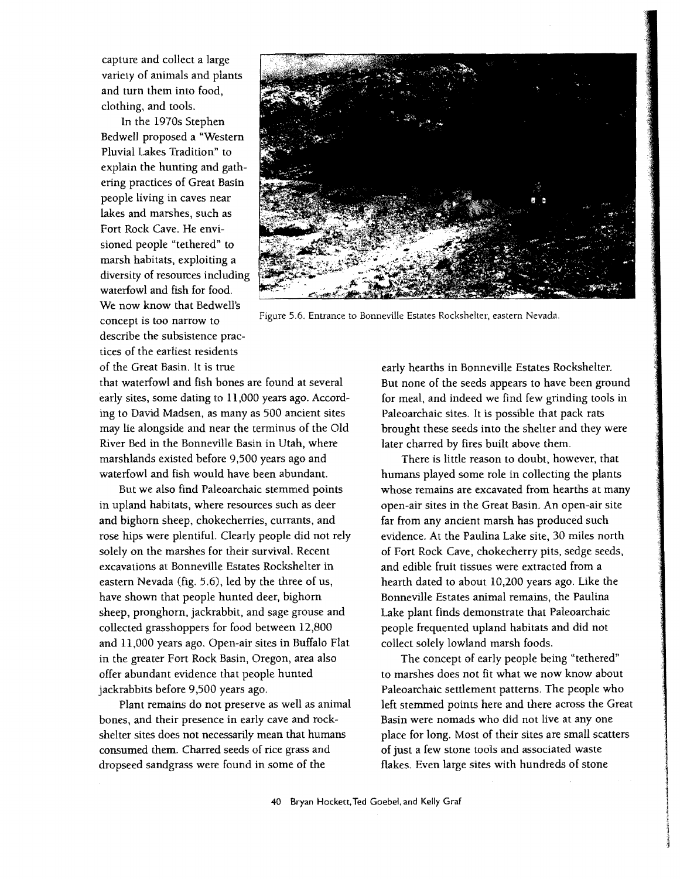capture and collect a large variety of animals and plants and turn them into food, clothing, and tools.

In the 1970s Stephen Bedwell proposed a "Western Pluvial Lakes Tradition" to explain the hunting and gathering practices of Great Basin people living in caves near lakes and marshes, such as Fort Rock Cave. He envisioned people "tethered" to marsh habitats, exploiting a diversity of resources including waterfowl and fish for food. We now know that Bedwell's concept is too narrow to describe the subsistence practices of the earliest residents of the Great Basin. It is true that waterfowl and fish bones are found at several early sites, some dating to 11,000 years ago. According to David Madsen, as many as 500 ancient sites may lie alongside and near the terminus of the Old River Bed in the Bonneville Basin in Utah, where marshlands existed before 9,500 years ago and waterfowl and fish would have been abundant.

Figure 5.6. Entrance to Bonneville Estates Rockshelter, eastern Nevada.

But we also find Paleoarchaic stemmed points in upland habitats, where resources such as deer and bighorn sheep, chokecherries, currants, and rose hips were plentiful. Clearly people did not rely solely on the marshes for their survival. Recent excavations at Bonneville Estates Rockshelter in eastern Nevada (fig. 5.6), led by the three of us, have shown that people hunted deer, bighorn sheep, pronghorn, jackrabbit, and sage grouse and collected grasshoppers for food between 12,800 and 11,000 years ago. Open-air sites in Buffalo Flat in the greater Fort Rock Basin, Oregon, area also offer abundant evidence that people hunted jackrabbits before 9,500 years ago.

Plant remains do not preserve as well as animal bones, and their presence in early cave and rockshelter sites does not necessarily mean that humans consumed them. Charred seeds of rice grass and dropseed sandgrass were found in some of the early hearths in Bonneville Estates Rockshelter. But none of the seeds appears to have been ground for meal, and indeed we find few grinding tools in Paleoarchaic sites. It is possible that pack rats brought these seeds into the shelter and they were later charred by fires built above them.

There is little reason to doubt, however, that humans played some role in collecting the plants whose remains are excavated from hearths at many open-air sites in the Great Basin. An open-air site far from any ancient marsh has produced such evidence. At the Paulina Lake site, 30 miles north of Fort Rock Cave, chokecherry pits, sedge seeds, and edible fruit tissues were extracted from a hearth dated to about 10,200 years ago. Like the Bonneville Estates animal remains, the Paulina Lake plant finds demonstrate that Paleoarchaic people frequented upland habitats and did not collect solely lowland marsh foods.

The concept of early people being "tethered" to marshes does not fit what we now know about Paleoarchaic settlement patterns. The people who left stemmed points here and there across the Great Basin were nomads who did not live at any one place for long. Most of their sites are small scatters of just a few stone tools and associated waste flakes. Even large sites with hundreds of stone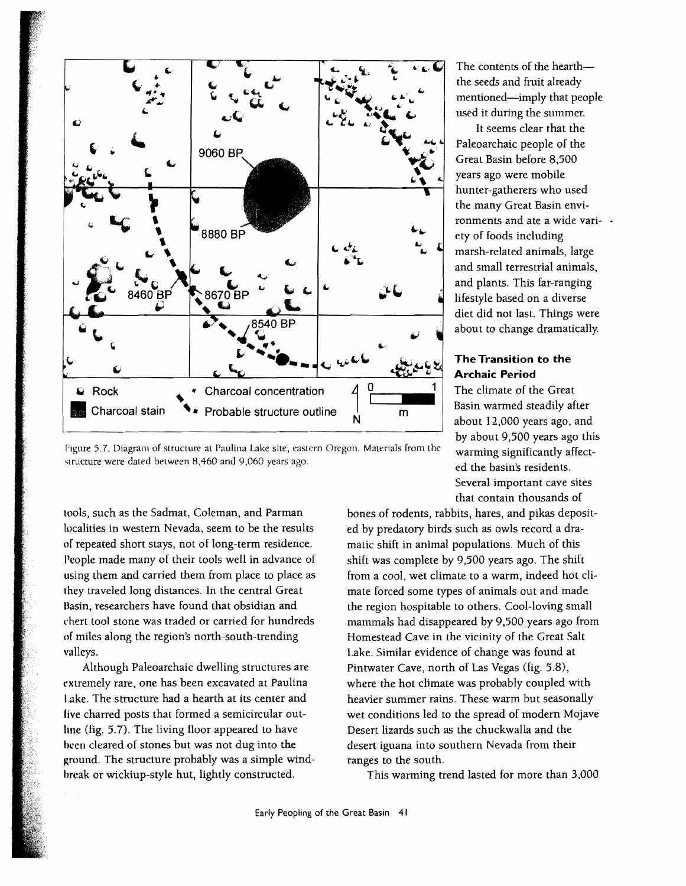Figure 5.7. Diagram of structure at Paulina Lake site, eastern Oregon. Materials from the structure were dated between 8,460 and 9,060 years ago.

The contents of the hearth—the seeds and fruit already mentioned—imply that people used it during the summer.

It seems clear that the Paleoarchaic people of the Great Basin before 8,500 years ago were mobile hunter-gatherers who used the many Great Basin environments and ate a wide variety of foods including marsh-related animals, large and small terrestrial animals, and plants. This far-ranging lifestyle based on a diverse diet did not last. Things were about to change dramatically.

tools, such as the Sadmat, Coleman, and Parman localities in western Nevada, seem to be the results of repeated short stays, not of long-term residence. People made many of their tools well in advance of using them and carried them from place to place as they traveled long distances. In the central Great Basin, researchers have found that obsidian and chert tool stone was traded or carried for hundreds of miles along the region's north-south-trending valleys.

Although Paleoarchaic dwelling structures are extremely rare, one has been excavated at Paulina Lake. The structure had a hearth at its center and five charred posts that formed a semicircular outline (fig. 5.7). The living floor appeared to have been cleared of stones but was not dug into the ground. The structure probably was a simple windbreak or wickiup-style hut, lightly constructed.

### The Transition to the Archaic Period

The climate of the Great Basin warmed steadily after about 12,000 years ago, and by about 9,500 years ago this warming significantly affected the basin's residents. Several important cave sites that contain thousands of bones of rodents, rabbits, hares, and pikas deposited by predatory birds such as owls record a dramatic shift in animal populations. Much of this shift was complete by 9,500 years ago. The shift from a cool, wet climate to a warm, indeed hot climate forced some types of animals out and made the region hospitable to others. Cool-loving small mammals had disappeared by 9,500 years ago from Homestead Cave in the vicinity of the Great Salt Lake. Similar evidence of change was found at Pintwater Cave, north of Las Vegas (fig. 5.8), where the hot climate was probably coupled with heavier summer rains. These warm but seasonally wet conditions led to the spread of modern Mojave Desert lizards such as the chuckwalla and the desert iguana into southern Nevada from their ranges to the south.

This warming trend lasted for more than 3,000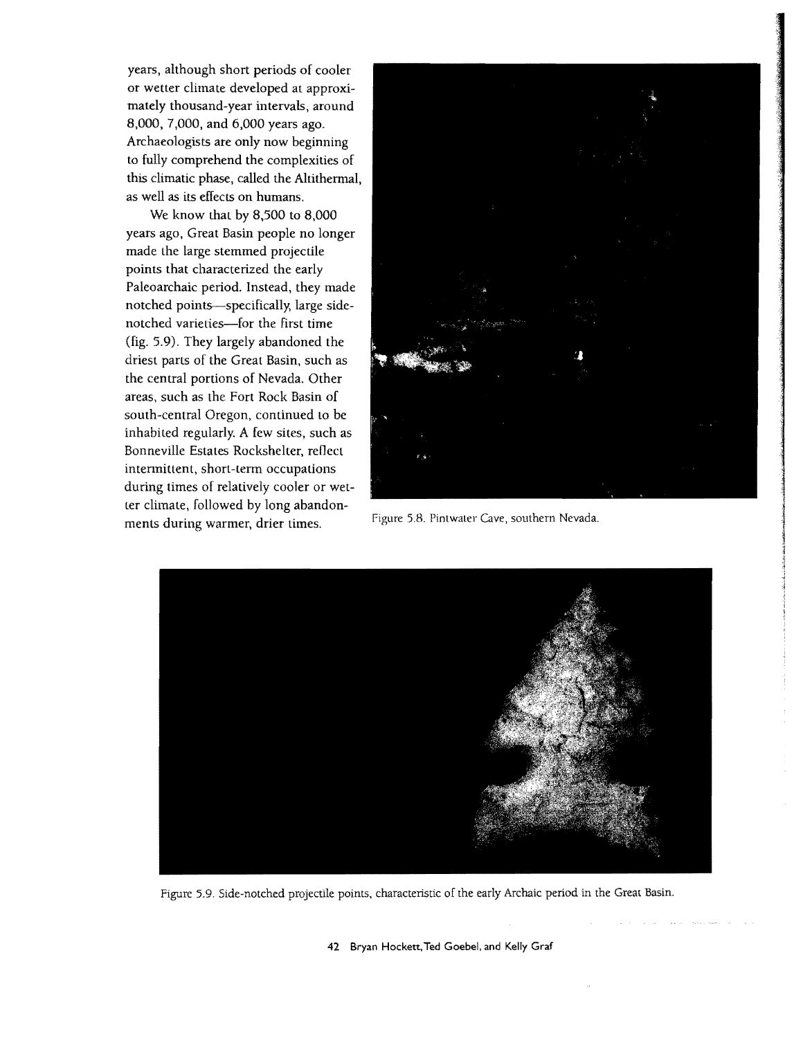years, although short periods of cooler or wetter climate developed at approximately thousand-year intervals, around 8,000, 7,000, and 6,000 years ago. Archaeologists are only now beginning to fully comprehend the complexities of this climatic phase, called the Altithermal, as well as its effects on humans.

We know that by 8,500 to 8,000 years ago, Great Basin people no longer made the large stemmed projectile points that characterized the early Paleoarchaic period. Instead, they made notched points—specifically, large side-notched varieties—for the first time (fig. 5.9). They largely abandoned the driest parts of the Great Basin, such as the central portions of Nevada. Other areas, such as the Fort Rock Basin of south-central Oregon, continued to be inhabited regularly. A few sites, such as Bonneville Estates Rockshelter, reflect intermittent, short-term occupations during times of relatively cooler or wetter climate, followed by long abandonments during warmer, drier times.

Figure 5.8. Pintwater Cave, southern Nevada.

Figure 5.9. Side-notched projectile points, characteristic of the early Archaic period in the Great Basin.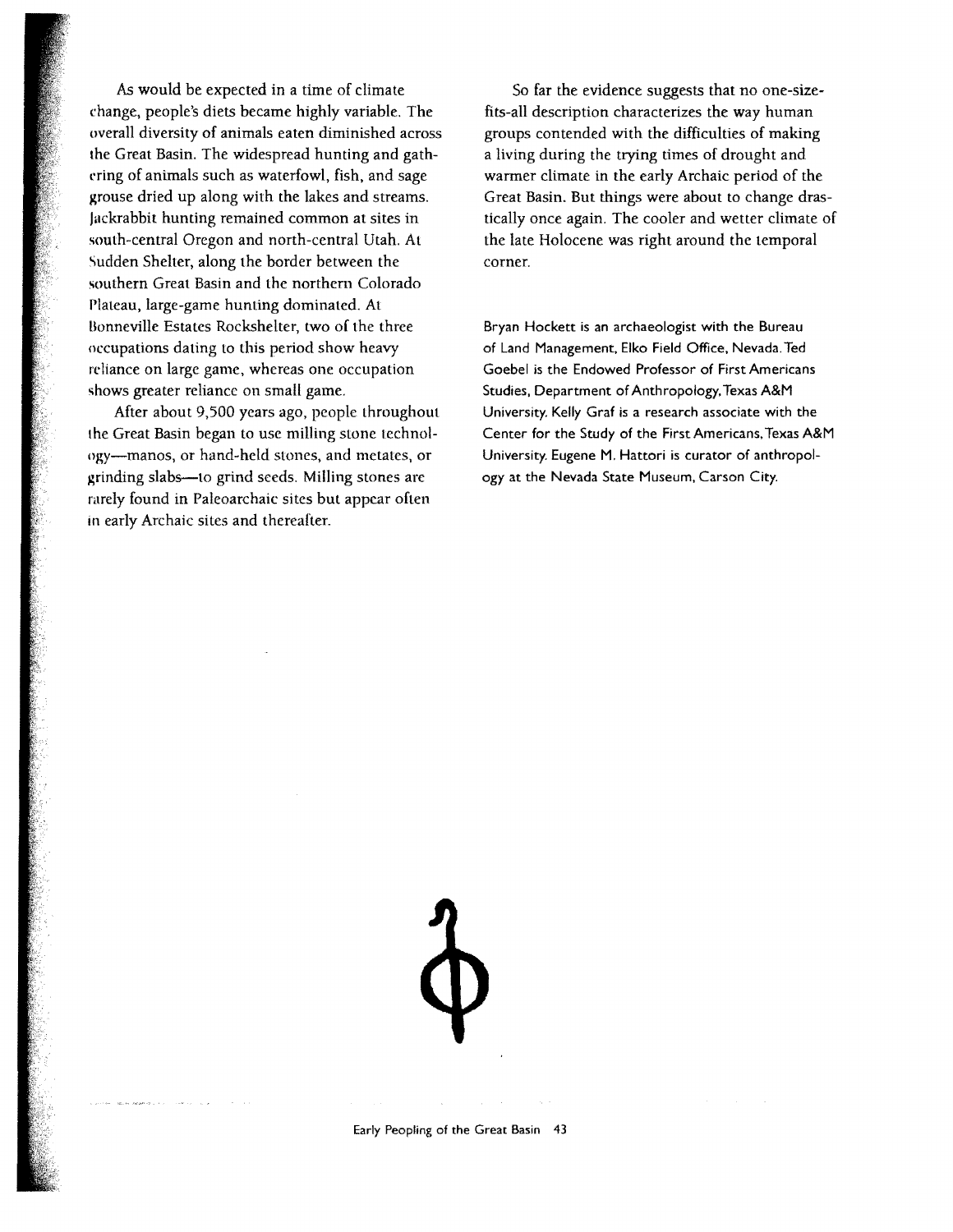As would be expected in a time of climate change, people's diets became highly variable. The overall diversity of animals eaten diminished across the Great Basin. The widespread hunting and gathering of animals such as waterfowl, fish, and sage grouse dried up along with the lakes and streams. Jackrabbit hunting remained common at sites in south-central Oregon and north-central Utah. At Sudden Shelter, along the border between the southern Great Basin and the northern Colorado Plateau, large-game hunting dominated. At Bonneville Estates Rockshelter, two of the three occupations dating to this period show heavy reliance on large game, whereas one occupation shows greater reliance on small game.

After about 9,500 years ago, people throughout the Great Basin began to use milling stone technology—manos, or hand-held stones, and metates, or grinding slabs—to grind seeds. Milling stones are rarely found in Paleoarchaic sites but appear often in early Archaic sites and thereafter.

So far the evidence suggests that no one-size-fits-all description characterizes the way human groups contended with the difficulties of making a living during the trying times of drought and warmer climate in the early Archaic period of the Great Basin. But things were about to change drastically once again. The cooler and wetter climate of the late Holocene was right around the temporal corner.

Bryan Hockett is an archaeologist with the Bureau of Land Management, Elko Field Office, Nevada. Ted Goebel is the Endowed Professor of First Americans Studies, Department of Anthropology, Texas A&M University. Kelly Graf is a research associate with the Center for the Study of the First Americans, Texas A&M University. Eugene M. Hattori is curator of anthropology at the Nevada State Museum, Carson City.